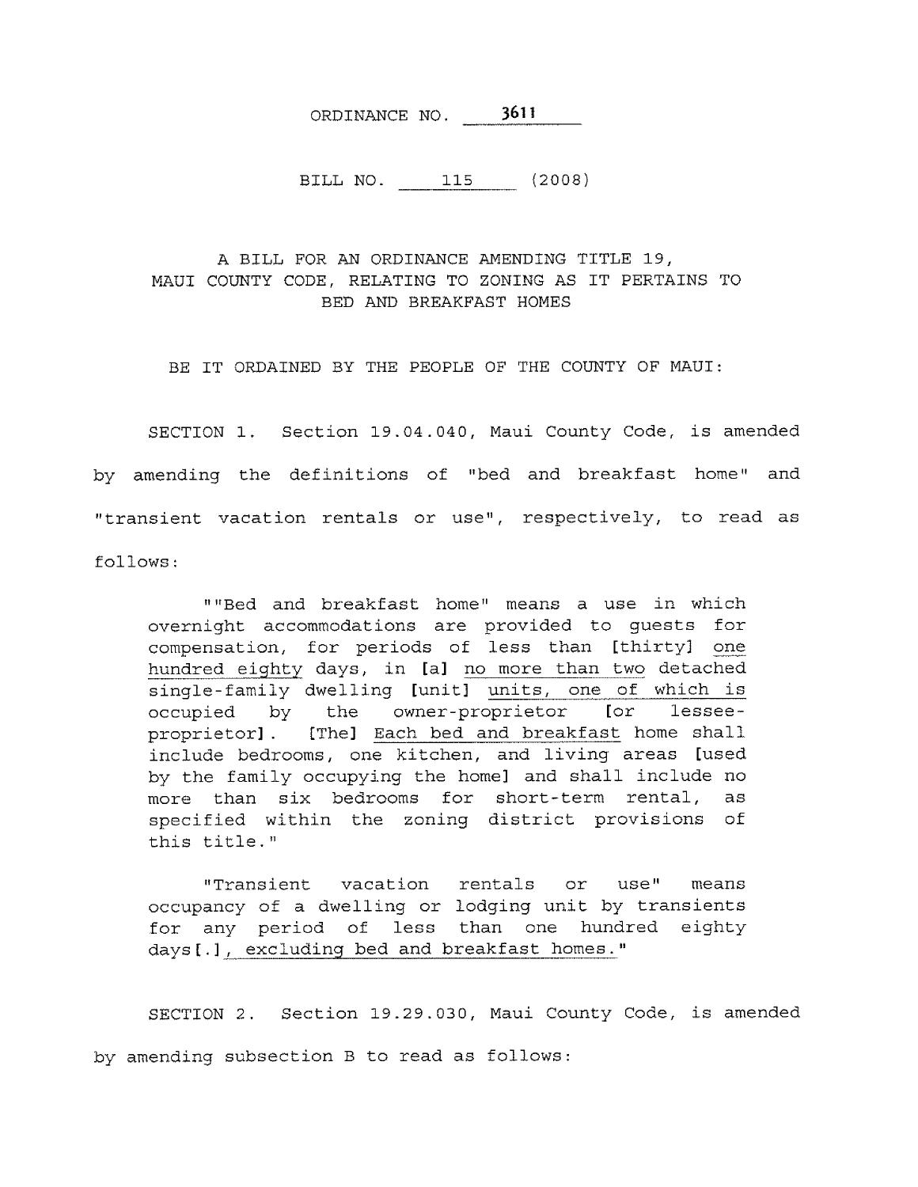ORDINANCE NO. 3611

BILL NO. 115 (2008)

A BILL FOR AN ORDINANCE AMENDING TITLE 19, MAUI COUNTY CODE, RELATING TO ZONING AS IT PERTAINS TO BED AND BREAKFAST HOMES

BE IT ORDAINED BY THE PEOPLE OF THE COUNTY OF MAUI:

SECTION 1. Section 19.04.040, Maui County Code, is amended by amending the definitions of "bed and breakfast home" and "transient vacation rentals or use", respectively, to read as follows:

> ""Bed and breakfast home" means a use in which overnight accommodations are provided to guests for compensation, for periods of less than [thirty] <u>one hundred eighty</u> days, in [a] <u>no more than two</u> detached single-family dwelling [unit] <u>units, one of which is</u> occupied by the owner-proprietor [or lessee-proprietor]. [The] <u>Each bed and breakfast</u> home shall include bedrooms, one kitchen, and living areas [used by the family occupying the home] and shall include no more than six bedrooms for short-term rental, as specified within the zoning district provisions of this title."
>
> "Transient vacation rentals or use" means occupancy of a dwelling or lodging unit by transients for any period of less than one hundred eighty days[.]<u>, excluding bed and breakfast homes.</u>"

SECTION 2. Section 19.29.030, Maui County Code, is amended by amending subsection B to read as follows: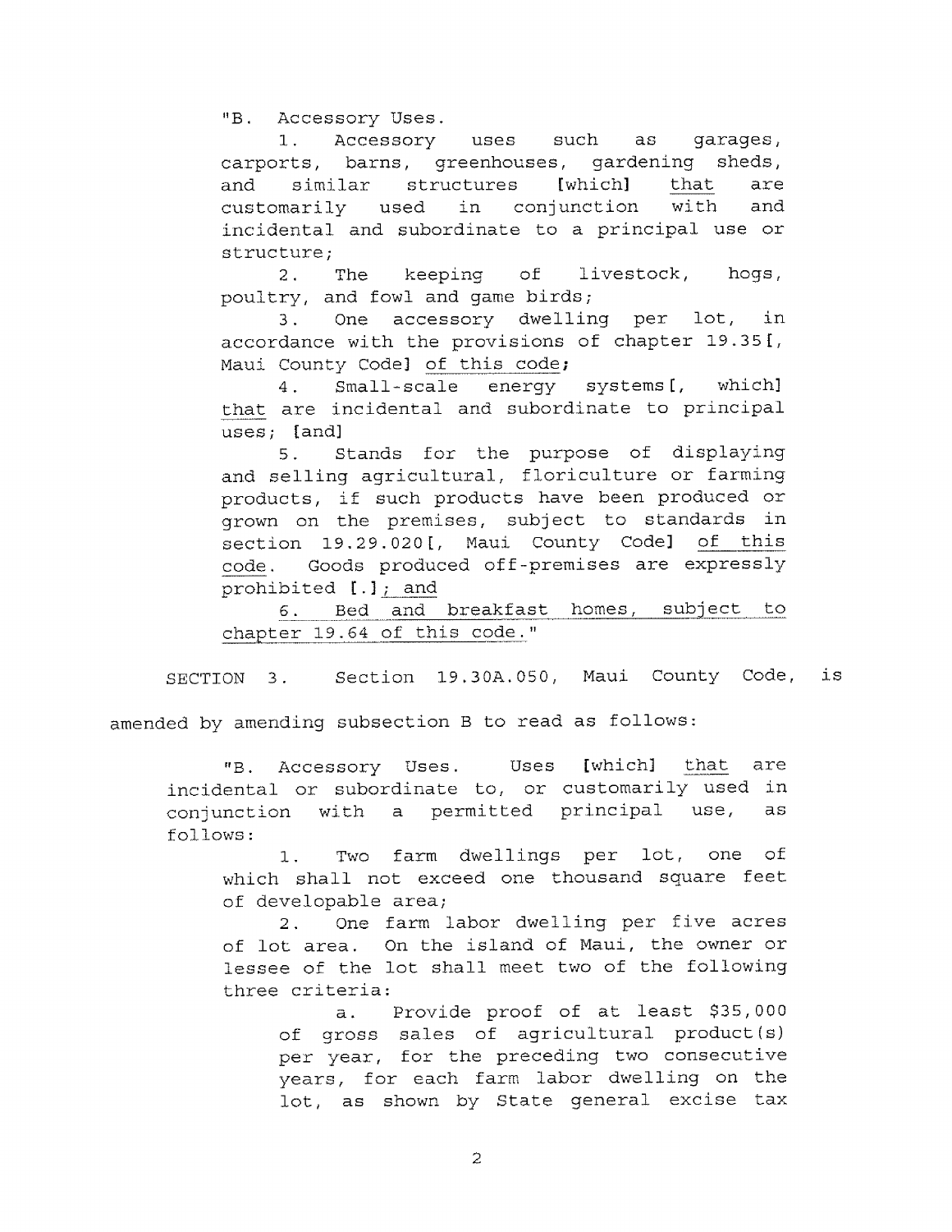"B. Accessory Uses.

1. Accessory uses such as garages, carports, barns, greenhouses, gardening sheds, and similar structures [which] that are customarily used in conjunction with and incidental and subordinate to a principal use or structure;

2. The keeping of livestock, hogs, poultry, and fowl and game birds;

3. One accessory dwelling per lot, in accordance with the provisions of chapter 19.35[, Maui County Code] of this code;

4. Small-scale energy systems[, which] that are incidental and subordinate to principal uses; [and]

5. Stands for the purpose of displaying and selling agricultural, floriculture or farming products, if such products have been produced or grown on the premises, subject to standards in section 19.29.020[, Maui County Code] of this code. Goods produced off-premises are expressly prohibited [.]; and

6. Bed and breakfast homes, subject to chapter 19.64 of this code."

SECTION 3. Section 19.30A.050, Maui County Code, is amended by amending subsection B to read as follows:

"B. Accessory Uses. Uses [which] that are incidental or subordinate to, or customarily used in conjunction with a permitted principal use, as follows:

1. Two farm dwellings per lot, one of which shall not exceed one thousand square feet of developable area;

2. One farm labor dwelling per five acres of lot area. On the island of Maui, the owner or lessee of the lot shall meet two of the following three criteria:

a. Provide proof of at least $35,000 of gross sales of agricultural product(s) per year, for the preceding two consecutive years, for each farm labor dwelling on the lot, as shown by State general excise tax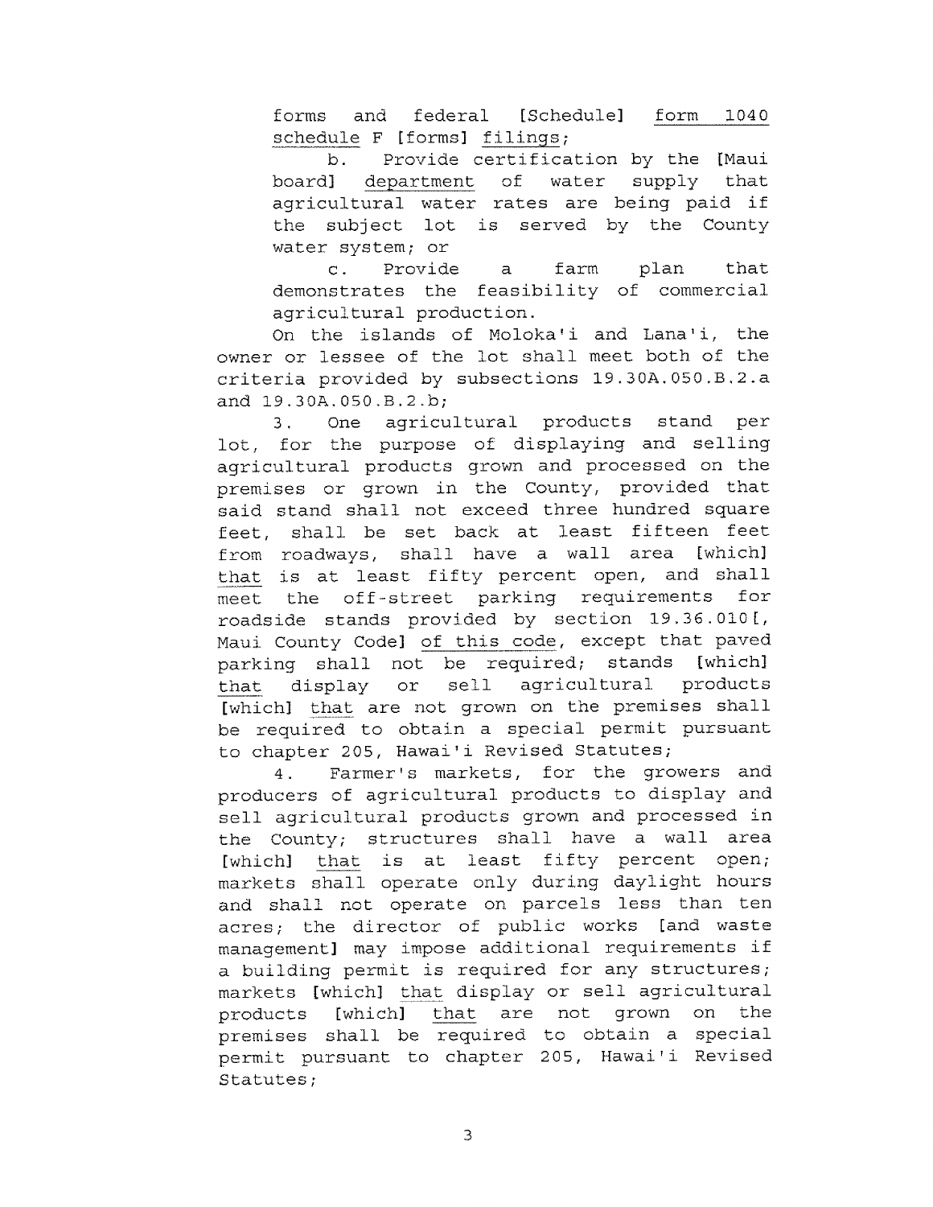forms and federal [Schedule] form 1040 schedule F [forms] filings;

b. Provide certification by the [Maui board] department of water supply that agricultural water rates are being paid if the subject lot is served by the County water system; or

c. Provide a farm plan that demonstrates the feasibility of commercial agricultural production.

On the islands of Moloka'i and Lana'i, the owner or lessee of the lot shall meet both of the criteria provided by subsections 19.30A.050.B.2.a and 19.30A.050.B.2.b;

3. One agricultural products stand per lot, for the purpose of displaying and selling agricultural products grown and processed on the premises or grown in the County, provided that said stand shall not exceed three hundred square feet, shall be set back at least fifteen feet from roadways, shall have a wall area [which] that is at least fifty percent open, and shall meet the off-street parking requirements for roadside stands provided by section 19.36.010[, Maui County Code] of this code, except that paved parking shall not be required; stands [which] that display or sell agricultural products [which] that are not grown on the premises shall be required to obtain a special permit pursuant to chapter 205, Hawai'i Revised Statutes;

4. Farmer's markets, for the growers and producers of agricultural products to display and sell agricultural products grown and processed in the County; structures shall have a wall area [which] that is at least fifty percent open; markets shall operate only during daylight hours and shall not operate on parcels less than ten acres; the director of public works [and waste management] may impose additional requirements if a building permit is required for any structures; markets [which] that display or sell agricultural products [which] that are not grown on the premises shall be required to obtain a special permit pursuant to chapter 205, Hawai'i Revised Statutes;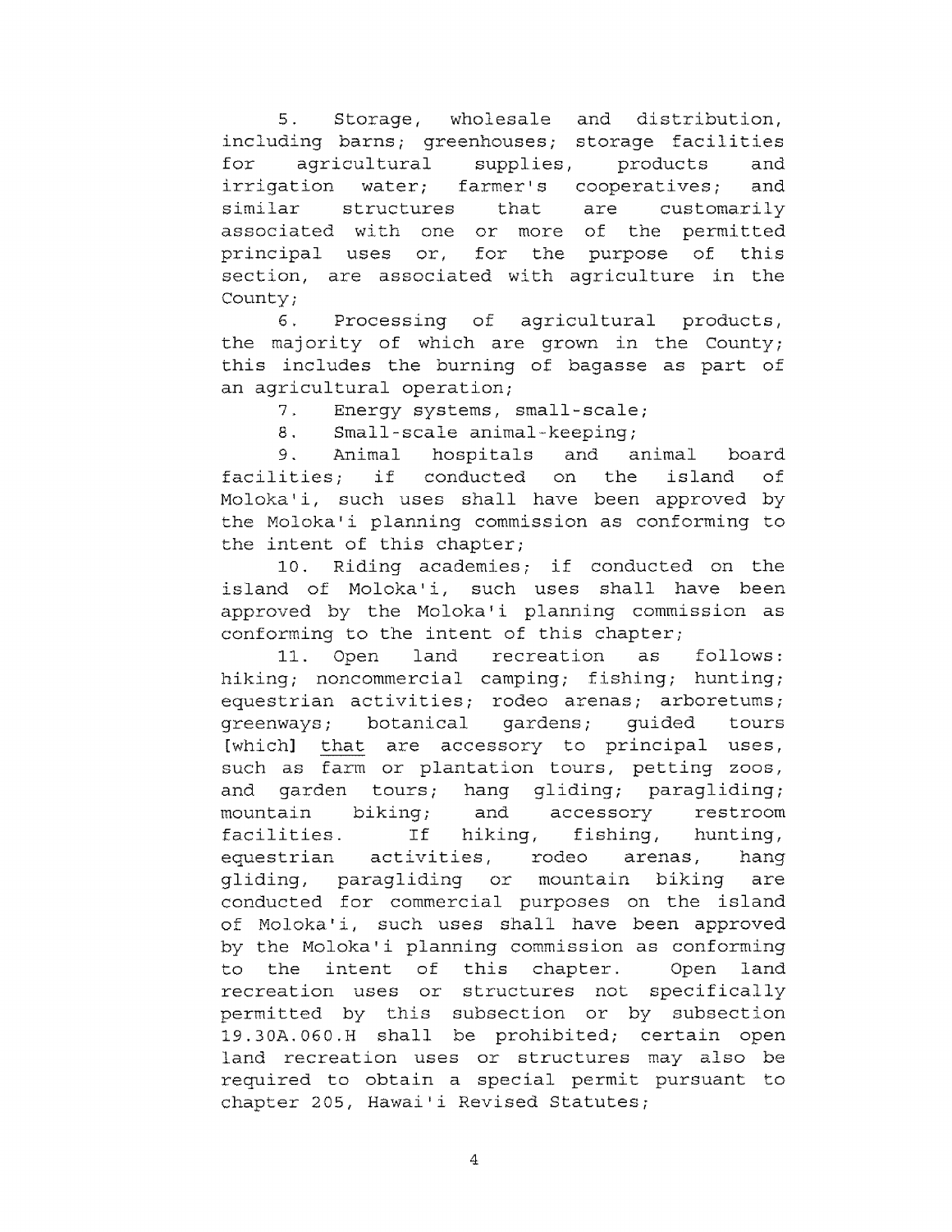5. Storage, wholesale and distribution, including barns; greenhouses; storage facilities for agricultural supplies, products and irrigation water; farmer's cooperatives; and similar structures that are customarily associated with one or more of the permitted principal uses or, for the purpose of this section, are associated with agriculture in the County;

6. Processing of agricultural products, the majority of which are grown in the County; this includes the burning of bagasse as part of an agricultural operation;

7. Energy systems, small-scale;

8. Small-scale animal-keeping;

9. Animal hospitals and animal board facilities; if conducted on the island of Moloka'i, such uses shall have been approved by the Moloka'i planning commission as conforming to the intent of this chapter;

10. Riding academies; if conducted on the island of Moloka'i, such uses shall have been approved by the Moloka'i planning commission as conforming to the intent of this chapter;

11. Open land recreation as follows: hiking; noncommercial camping; fishing; hunting; equestrian activities; rodeo arenas; arboretums; greenways; botanical gardens; guided tours [which] <u>that</u> are accessory to principal uses, such as farm or plantation tours, petting zoos, and garden tours; hang gliding; paragliding; mountain biking; and accessory restroom facilities. If hiking, fishing, hunting, equestrian activities, rodeo arenas, hang gliding, paragliding or mountain biking are conducted for commercial purposes on the island of Moloka'i, such uses shall have been approved by the Moloka'i planning commission as conforming to the intent of this chapter. Open land recreation uses or structures not specifically permitted by this subsection or by subsection 19.30A.060.H shall be prohibited; certain open land recreation uses or structures may also be required to obtain a special permit pursuant to chapter 205, Hawai'i Revised Statutes;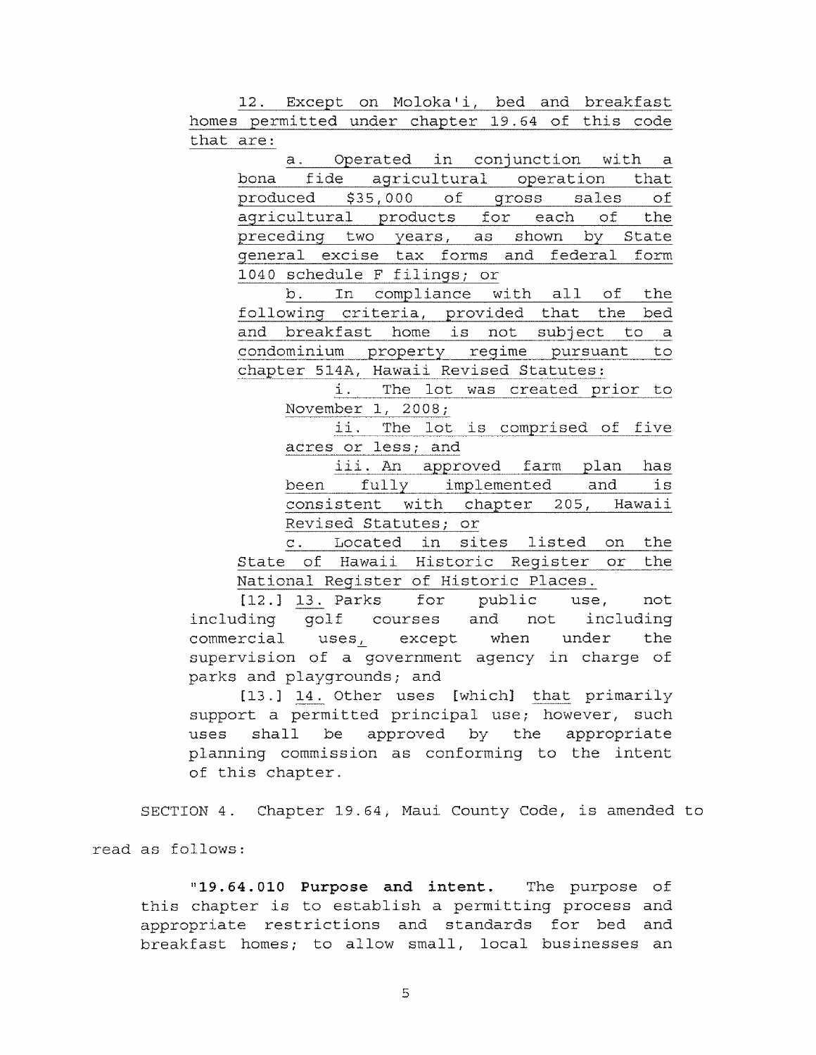12. Except on Moloka'i, bed and breakfast homes permitted under chapter 19.64 of this code that are:

a. Operated in conjunction with a bona fide agricultural operation that produced $35,000 of gross sales of agricultural products for each of the preceding two years, as shown by State general excise tax forms and federal form 1040 schedule F filings; or

b. In compliance with all of the following criteria, provided that the bed and breakfast home is not subject to a condominium property regime pursuant to chapter 514A, Hawaii Revised Statutes:

i. The lot was created prior to November 1, 2008;

ii. The lot is comprised of five acres or less; and

iii. An approved farm plan has been fully implemented and is consistent with chapter 205, Hawaii Revised Statutes; or

c. Located in sites listed on the State of Hawaii Historic Register or the National Register of Historic Places.

[12.] 13. Parks for public use, not including golf courses and not including commercial uses, except when under the supervision of a government agency in charge of parks and playgrounds; and

[13.] 14. Other uses [which] that primarily support a permitted principal use; however, such uses shall be approved by the appropriate planning commission as conforming to the intent of this chapter.

SECTION 4. Chapter 19.64, Maui County Code, is amended to read as follows:

"**19.64.010 Purpose and intent.** The purpose of this chapter is to establish a permitting process and appropriate restrictions and standards for bed and breakfast homes; to allow small, local businesses an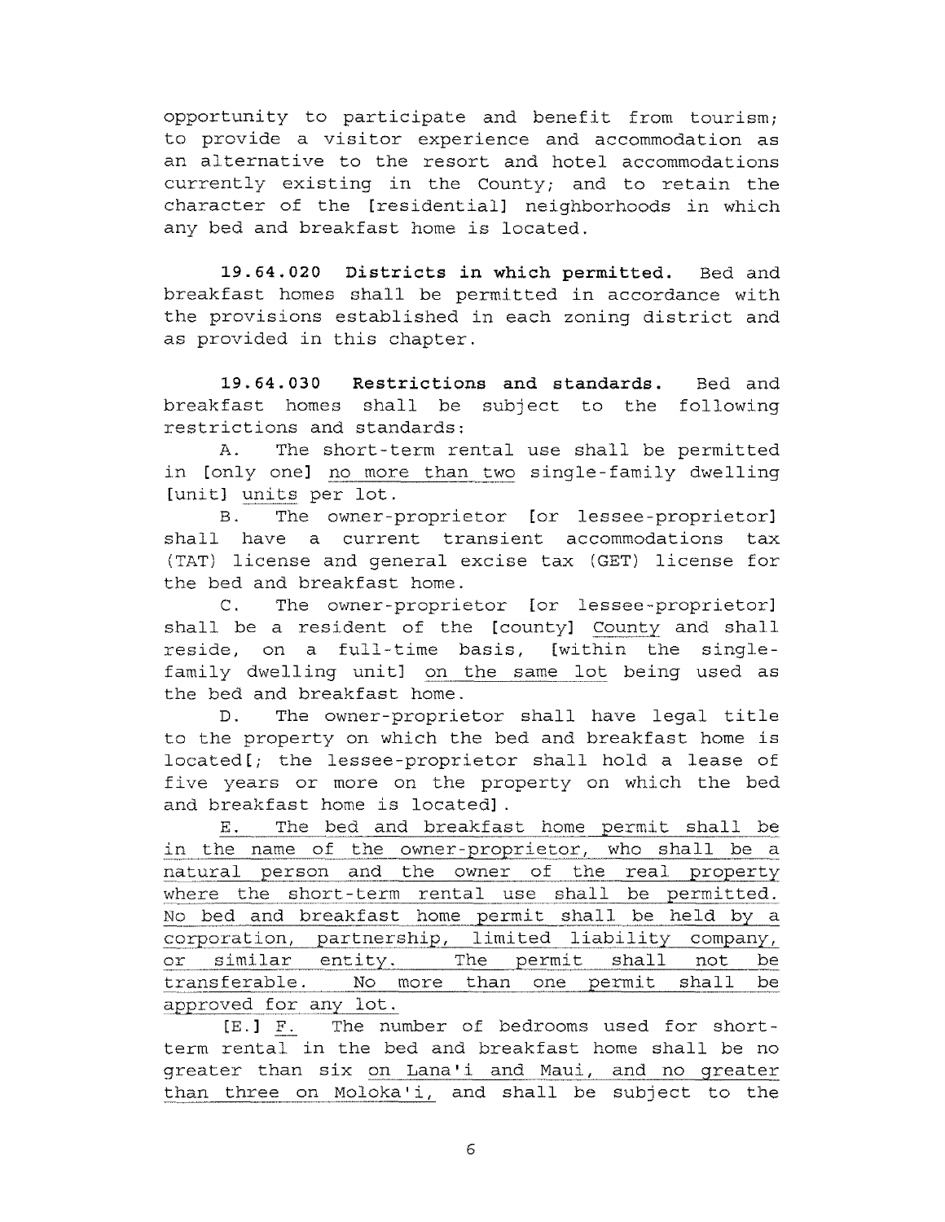opportunity to participate and benefit from tourism; to provide a visitor experience and accommodation as an alternative to the resort and hotel accommodations currently existing in the County; and to retain the character of the [residential] neighborhoods in which any bed and breakfast home is located.

**19.64.020 Districts in which permitted.** Bed and breakfast homes shall be permitted in accordance with the provisions established in each zoning district and as provided in this chapter.

**19.64.030 Restrictions and standards.** Bed and breakfast homes shall be subject to the following restrictions and standards:

A. The short-term rental use shall be permitted in [only one] <u>no more than two</u> single-family dwelling [unit] <u>units</u> per lot.

B. The owner-proprietor [or lessee-proprietor] shall have a current transient accommodations tax (TAT) license and general excise tax (GET) license for the bed and breakfast home.

C. The owner-proprietor [or lessee-proprietor] shall be a resident of the [county] <u>County</u> and shall reside, on a full-time basis, [within the single-family dwelling unit] <u>on the same lot</u> being used as the bed and breakfast home.

D. The owner-proprietor shall have legal title to the property on which the bed and breakfast home is located[; the lessee-proprietor shall hold a lease of five years or more on the property on which the bed and breakfast home is located].

<u>E. The bed and breakfast home permit shall be in the name of the owner-proprietor, who shall be a natural person and the owner of the real property where the short-term rental use shall be permitted. No bed and breakfast home permit shall be held by a corporation, partnership, limited liability company, or similar entity. The permit shall not be transferable. No more than one permit shall be approved for any lot.</u>

[E.] <u>F.</u> The number of bedrooms used for short-term rental in the bed and breakfast home shall be no greater than six <u>on Lana'i and Maui, and no greater than three on Moloka'i,</u> and shall be subject to the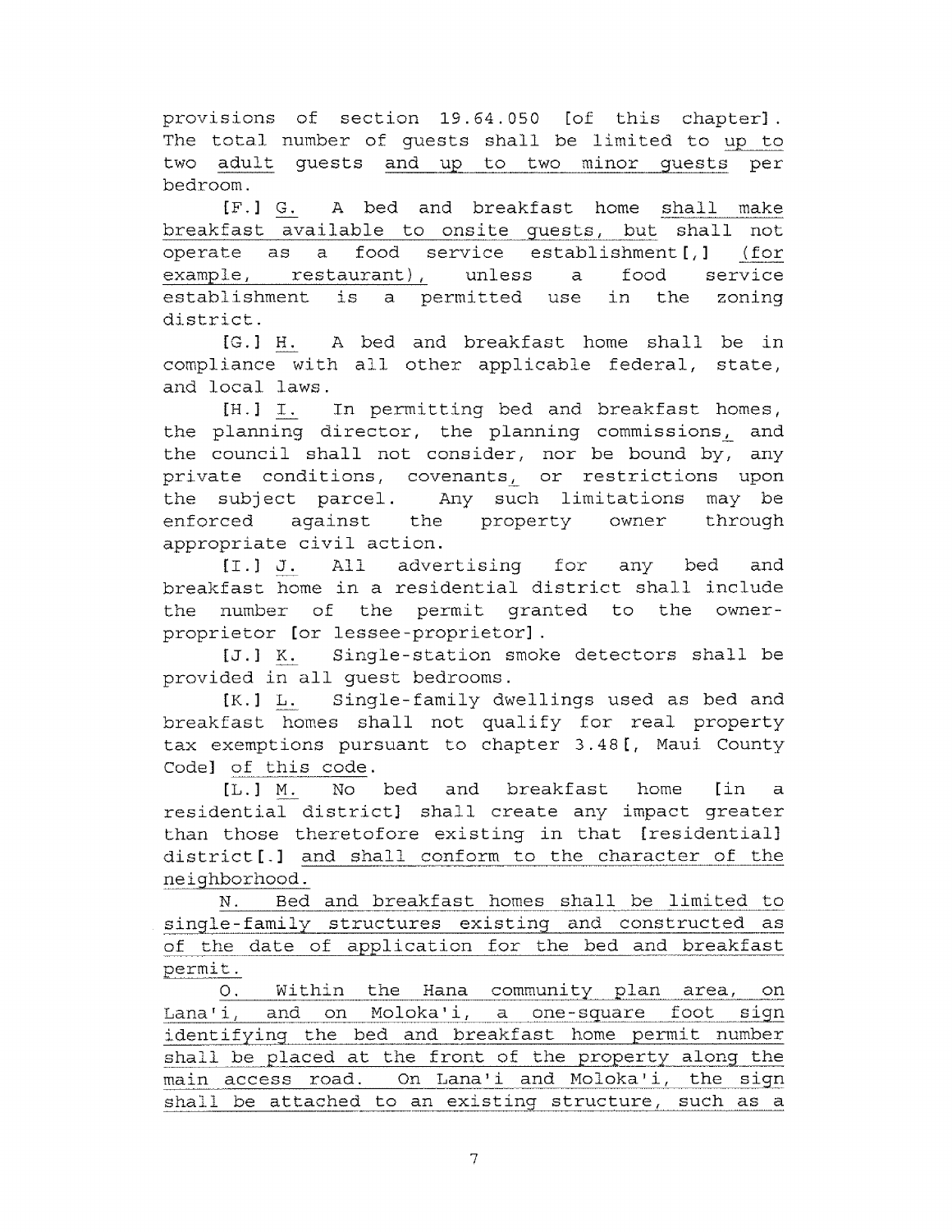provisions of section 19.64.050 [of this chapter]. The total number of guests shall be limited to up to two adult guests and up to two minor guests per bedroom.

[F.] G. A bed and breakfast home shall make breakfast available to onsite guests, but shall not operate as a food service establishment[,] (for example, restaurant), unless a food service establishment is a permitted use in the zoning district.

[G.] H. A bed and breakfast home shall be in compliance with all other applicable federal, state, and local laws.

[H.] I. In permitting bed and breakfast homes, the planning director, the planning commissions, and the council shall not consider, nor be bound by, any private conditions, covenants, or restrictions upon the subject parcel. Any such limitations may be enforced against the property owner through appropriate civil action.

[I.] J. All advertising for any bed and breakfast home in a residential district shall include the number of the permit granted to the owner-proprietor [or lessee-proprietor].

[J.] K. Single-station smoke detectors shall be provided in all guest bedrooms.

[K.] L. Single-family dwellings used as bed and breakfast homes shall not qualify for real property tax exemptions pursuant to chapter 3.48[, Maui County Code] of this code.

[L.] M. No bed and breakfast home [in a residential district] shall create any impact greater than those theretofore existing in that [residential] district[.] and shall conform to the character of the neighborhood.

N. Bed and breakfast homes shall be limited to single-family structures existing and constructed as of the date of application for the bed and breakfast permit.

O. Within the Hana community plan area, on Lana'i, and on Moloka'i, a one-square foot sign identifying the bed and breakfast home permit number shall be placed at the front of the property along the main access road. On Lana'i and Moloka'i, the sign shall be attached to an existing structure, such as a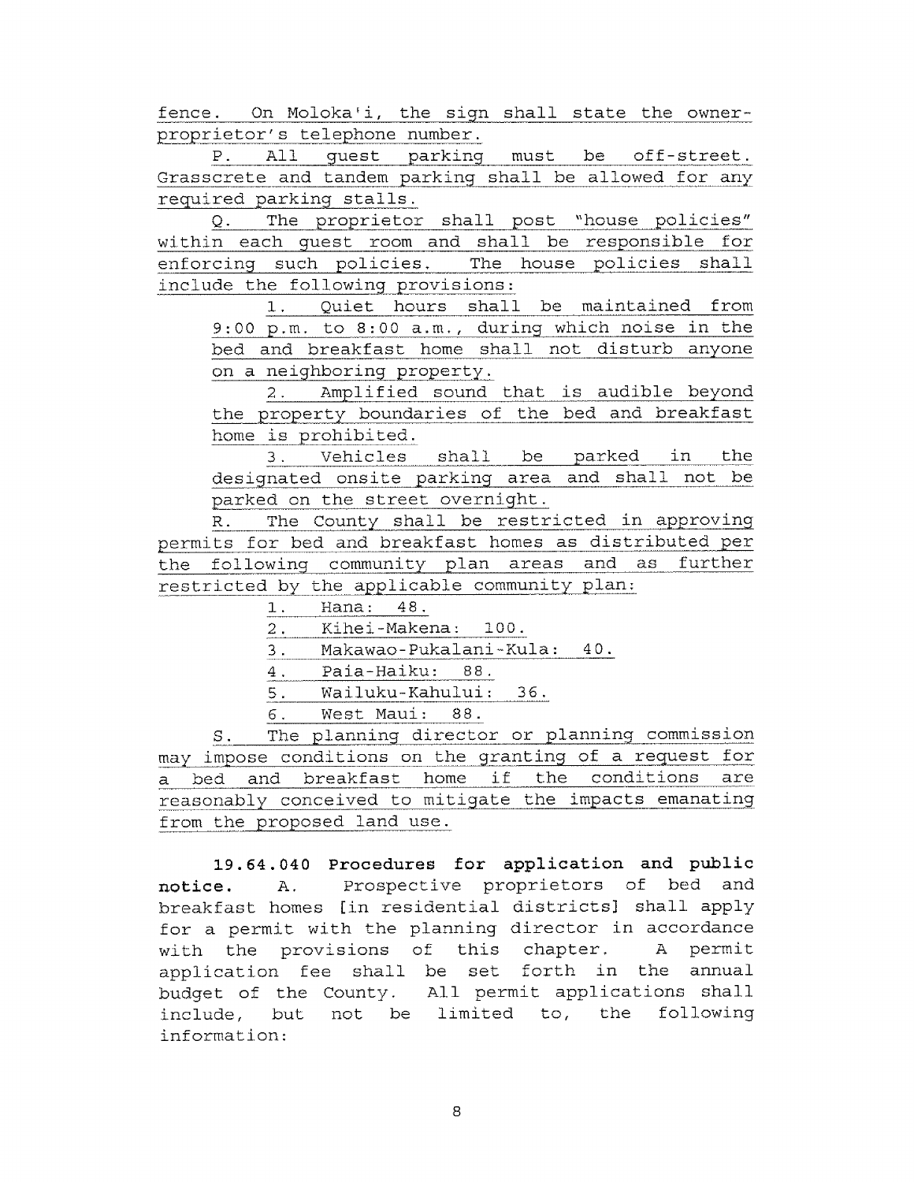fence. On Moloka'i, the sign shall state the owner-proprietor's telephone number.

P. All guest parking must be off-street. Grasscrete and tandem parking shall be allowed for any required parking stalls.

Q. The proprietor shall post "house policies" within each guest room and shall be responsible for enforcing such policies. The house policies shall include the following provisions:

1. Quiet hours shall be maintained from 9:00 p.m. to 8:00 a.m., during which noise in the bed and breakfast home shall not disturb anyone on a neighboring property.
2. Amplified sound that is audible beyond the property boundaries of the bed and breakfast home is prohibited.
3. Vehicles shall be parked in the designated onsite parking area and shall not be parked on the street overnight.

R. The County shall be restricted in approving permits for bed and breakfast homes as distributed per the following community plan areas and as further restricted by the applicable community plan:

1. Hana: 48.
2. Kihei-Makena: 100.
3. Makawao-Pukalani-Kula: 40.
4. Paia-Haiku: 88.
5. Wailuku-Kahului: 36.
6. West Maui: 88.

S. The planning director or planning commission may impose conditions on the granting of a request for a bed and breakfast home if the conditions are reasonably conceived to mitigate the impacts emanating from the proposed land use.

**19.64.040 Procedures for application and public notice.** A. Prospective proprietors of bed and breakfast homes [in residential districts] shall apply for a permit with the planning director in accordance with the provisions of this chapter. A permit application fee shall be set forth in the annual budget of the County. All permit applications shall include, but not be limited to, the following information: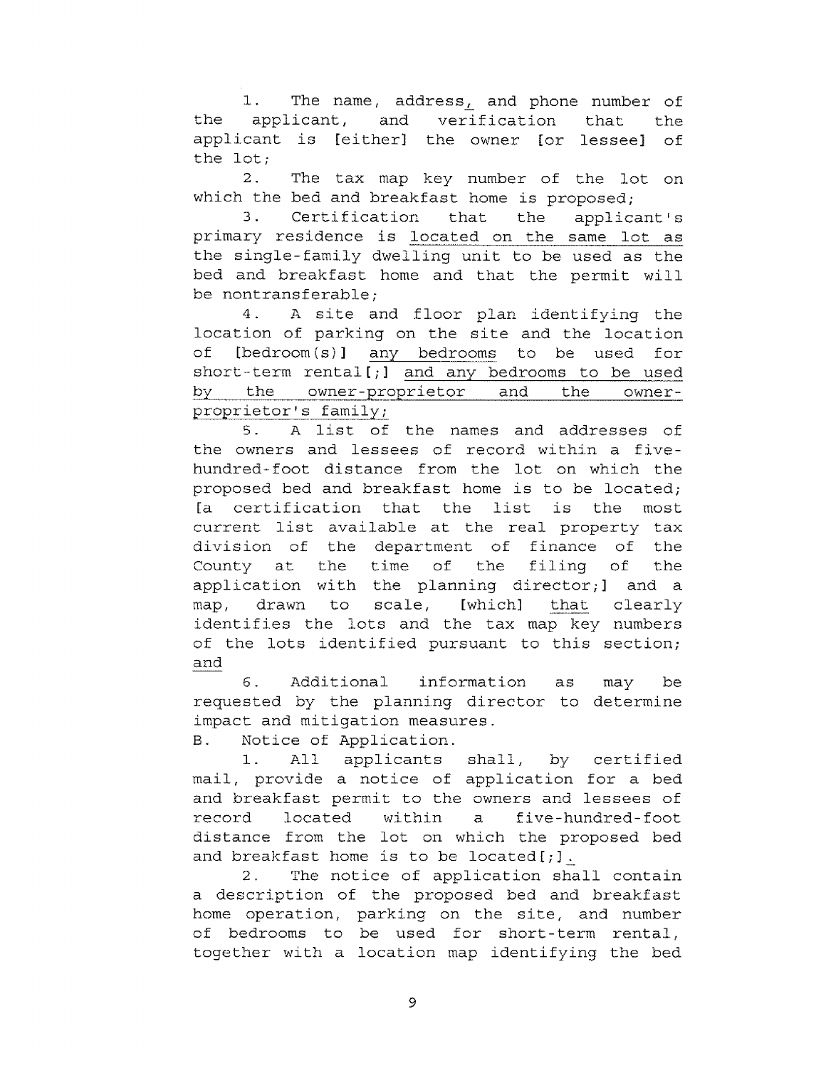1. The name, address, and phone number of the applicant, and verification that the applicant is [either] the owner [or lessee] of the lot;

2. The tax map key number of the lot on which the bed and breakfast home is proposed;

3. Certification that the applicant's primary residence is <u>located on the same lot as</u> the single-family dwelling unit to be used as the bed and breakfast home and that the permit will be nontransferable;

4. A site and floor plan identifying the location of parking on the site and the location of [bedroom(s)] <u>any bedrooms</u> to be used for short-term rental[;] <u>and any bedrooms to be used by the owner-proprietor and the owner-proprietor's family;</u>

5. A list of the names and addresses of the owners and lessees of record within a five-hundred-foot distance from the lot on which the proposed bed and breakfast home is to be located; [a certification that the list is the most current list available at the real property tax division of the department of finance of the County at the time of the filing of the application with the planning director;] and a map, drawn to scale, [which] <u>that</u> clearly identifies the lots and the tax map key numbers of the lots identified pursuant to this section; <u>and</u>

6. Additional information as may be requested by the planning director to determine impact and mitigation measures.

B. Notice of Application.

1. All applicants shall, by certified mail, provide a notice of application for a bed and breakfast permit to the owners and lessees of record located within a five-hundred-foot distance from the lot on which the proposed bed and breakfast home is to be located[;]<u>.</u>

2. The notice of application shall contain a description of the proposed bed and breakfast home operation, parking on the site, and number of bedrooms to be used for short-term rental, together with a location map identifying the bed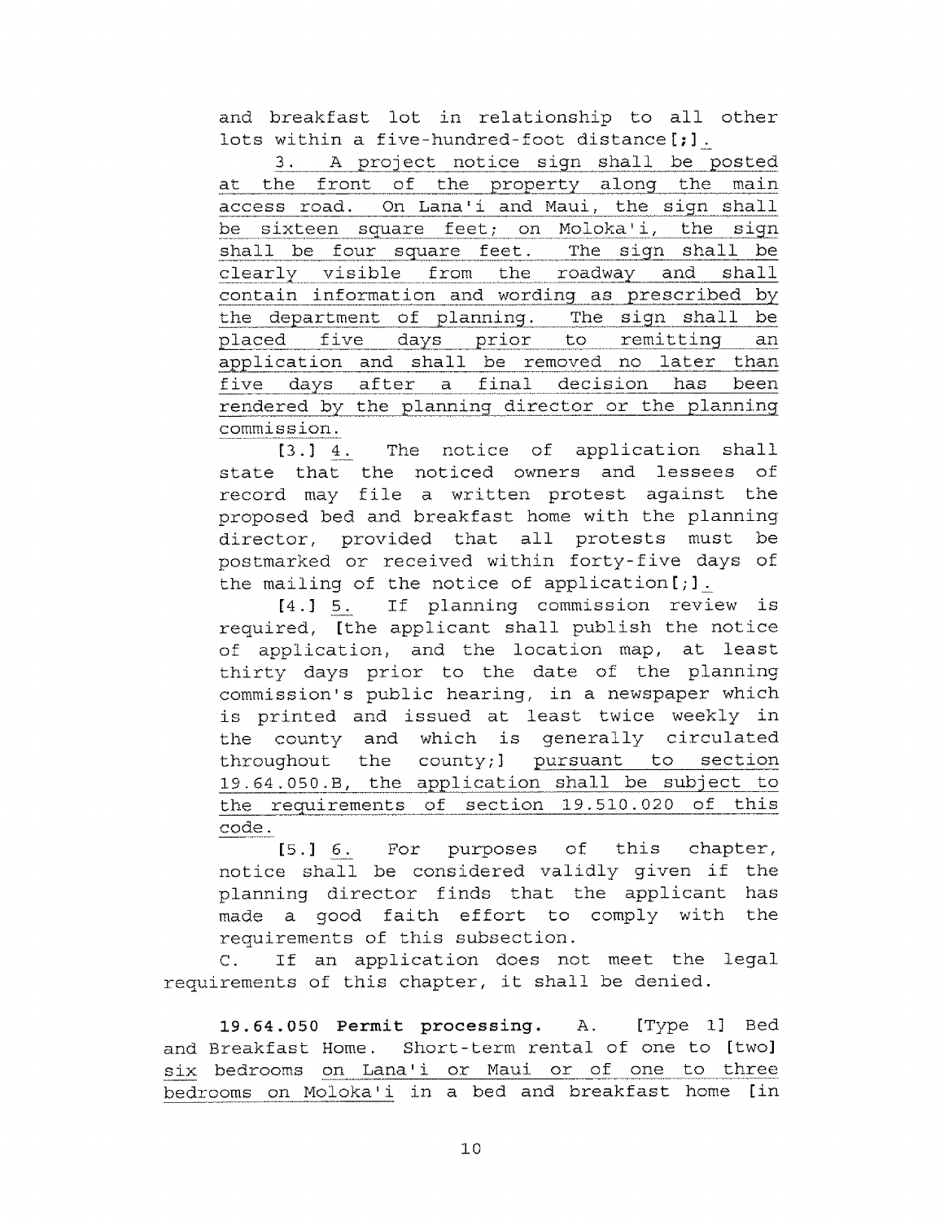and breakfast lot in relationship to all other lots within a five-hundred-foot distance[;].

3. A project notice sign shall be posted at the front of the property along the main access road. On Lana'i and Maui, the sign shall be sixteen square feet; on Moloka'i, the sign shall be four square feet. The sign shall be clearly visible from the roadway and shall contain information and wording as prescribed by the department of planning. The sign shall be placed five days prior to remitting an application and shall be removed no later than five days after a final decision has been rendered by the planning director or the planning commission.

[3.] 4. The notice of application shall state that the noticed owners and lessees of record may file a written protest against the proposed bed and breakfast home with the planning director, provided that all protests must be postmarked or received within forty-five days of the mailing of the notice of application[;].

[4.] 5. If planning commission review is required, [the applicant shall publish the notice of application, and the location map, at least thirty days prior to the date of the planning commission's public hearing, in a newspaper which is printed and issued at least twice weekly in the county and which is generally circulated throughout the county;] pursuant to section 19.64.050.B, the application shall be subject to the requirements of section 19.510.020 of this code.

[5.] 6. For purposes of this chapter, notice shall be considered validly given if the planning director finds that the applicant has made a good faith effort to comply with the requirements of this subsection.

C. If an application does not meet the legal requirements of this chapter, it shall be denied.

**19.64.050 Permit processing.** A. [Type 1] Bed and Breakfast Home. Short-term rental of one to [two] six bedrooms on Lana'i or Maui or of one to three bedrooms on Moloka'i in a bed and breakfast home [in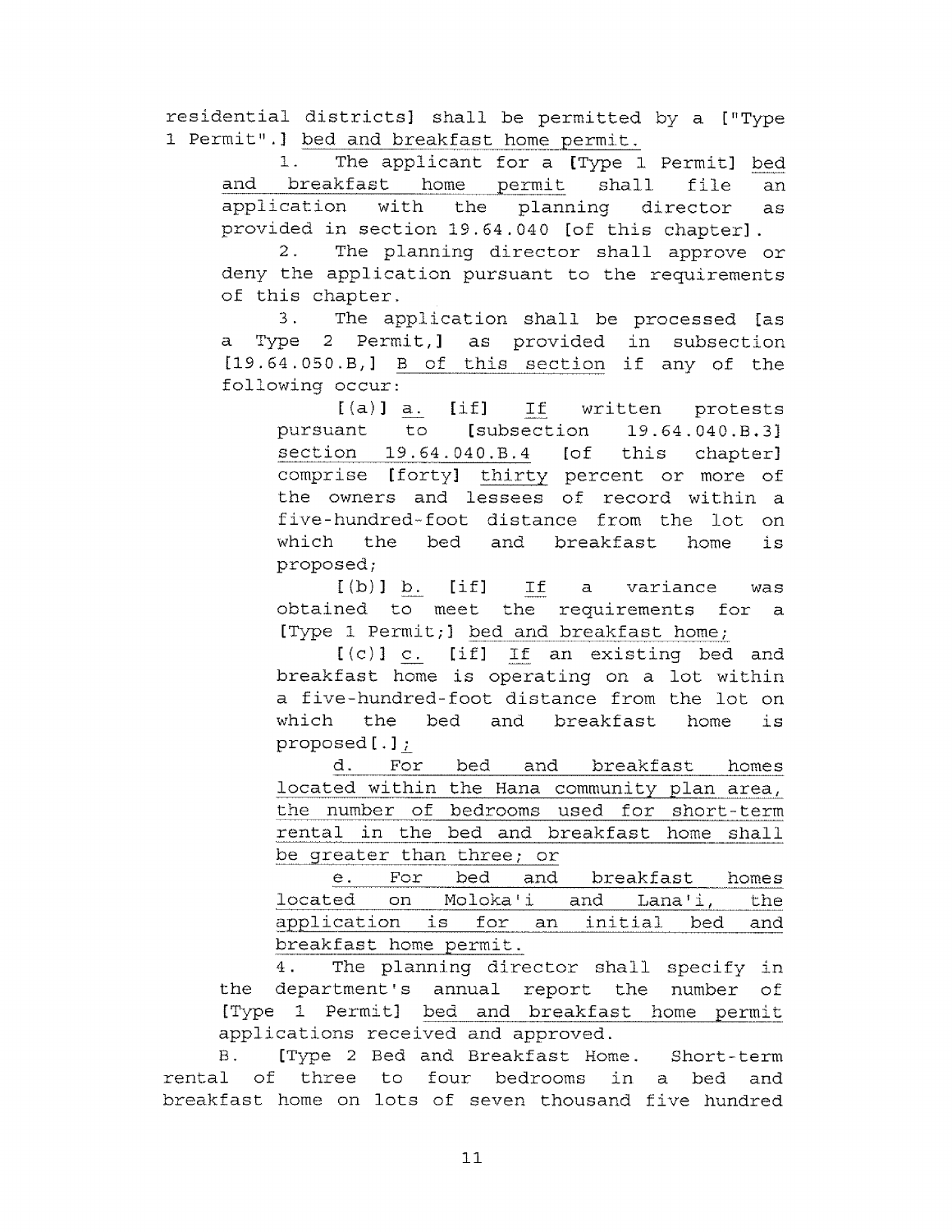residential districts] shall be permitted by a ["Type 1 Permit".] bed and breakfast home permit.

1. The applicant for a [Type 1 Permit] bed and breakfast home permit shall file an application with the planning director as provided in section 19.64.040 [of this chapter].

2. The planning director shall approve or deny the application pursuant to the requirements of this chapter.

3. The application shall be processed [as a Type 2 Permit,] as provided in subsection [19.64.050.B,] B of this section if any of the following occur:

[(a)] a. [if] If written protests pursuant to [subsection 19.64.040.B.3] section 19.64.040.B.4 [of this chapter] comprise [forty] thirty percent or more of the owners and lessees of record within a five-hundred-foot distance from the lot on which the bed and breakfast home is proposed;

[(b)] b. [if] If a variance was obtained to meet the requirements for a [Type 1 Permit;] bed and breakfast home;

[(c)] c. [if] If an existing bed and breakfast home is operating on a lot within a five-hundred-foot distance from the lot on which the bed and breakfast home is proposed[.];

d. For bed and breakfast homes located within the Hana community plan area, the number of bedrooms used for short-term rental in the bed and breakfast home shall be greater than three; or

e. For bed and breakfast homes located on Moloka'i and Lana'i, the application is for an initial bed and breakfast home permit.

4. The planning director shall specify in the department's annual report the number of [Type 1 Permit] bed and breakfast home permit applications received and approved.

B. [Type 2 Bed and Breakfast Home. Short-term rental of three to four bedrooms in a bed and breakfast home on lots of seven thousand five hundred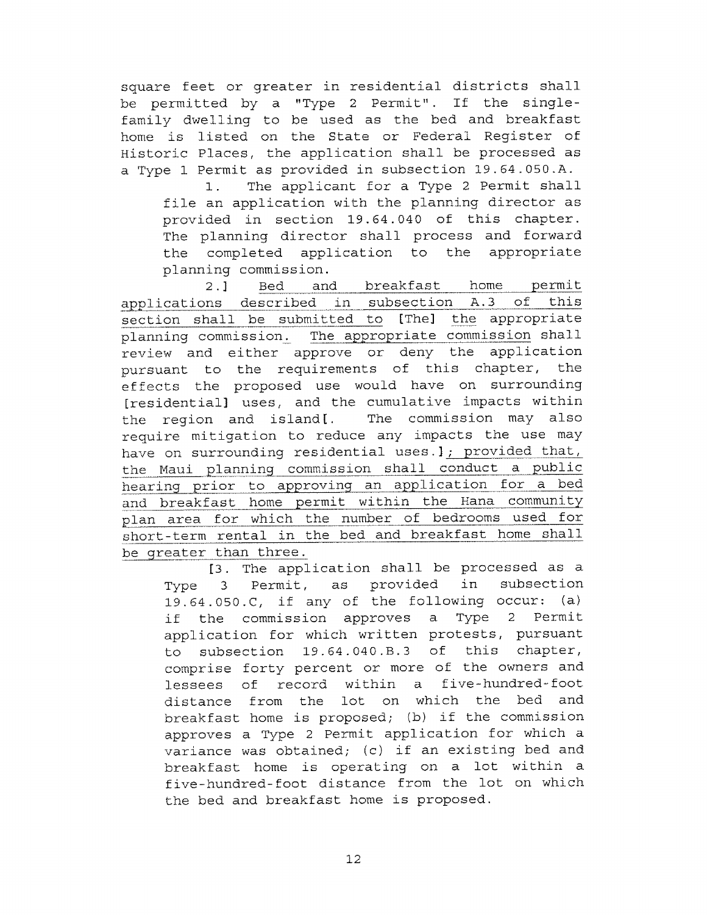square feet or greater in residential districts shall be permitted by a "Type 2 Permit". If the single-family dwelling to be used as the bed and breakfast home is listed on the State or Federal Register of Historic Places, the application shall be processed as a Type 1 Permit as provided in subsection 19.64.050.A.

1. The applicant for a Type 2 Permit shall file an application with the planning director as provided in section 19.64.040 of this chapter. The planning director shall process and forward the completed application to the appropriate planning commission.

2.] <u>Bed and breakfast home permit applications described in subsection A.3 of this section shall be submitted to</u> [The] <u>the</u> appropriate planning commission. <u>The appropriate commission</u> shall review and either approve or deny the application pursuant to the requirements of this chapter, the effects the proposed use would have on surrounding [residential] uses, and the cumulative impacts within the region and island[. The commission may also require mitigation to reduce any impacts the use may have on surrounding residential uses.]<u>; provided that, the Maui planning commission shall conduct a public hearing prior to approving an application for a bed and breakfast home permit within the Hana community plan area for which the number of bedrooms used for short-term rental in the bed and breakfast home shall be greater than three.</u>

[3. The application shall be processed as a Type 3 Permit, as provided in subsection 19.64.050.C, if any of the following occur: (a) if the commission approves a Type 2 Permit application for which written protests, pursuant to subsection 19.64.040.B.3 of this chapter, comprise forty percent or more of the owners and lessees of record within a five-hundred-foot distance from the lot on which the bed and breakfast home is proposed; (b) if the commission approves a Type 2 Permit application for which a variance was obtained; (c) if an existing bed and breakfast home is operating on a lot within a five-hundred-foot distance from the lot on which the bed and breakfast home is proposed.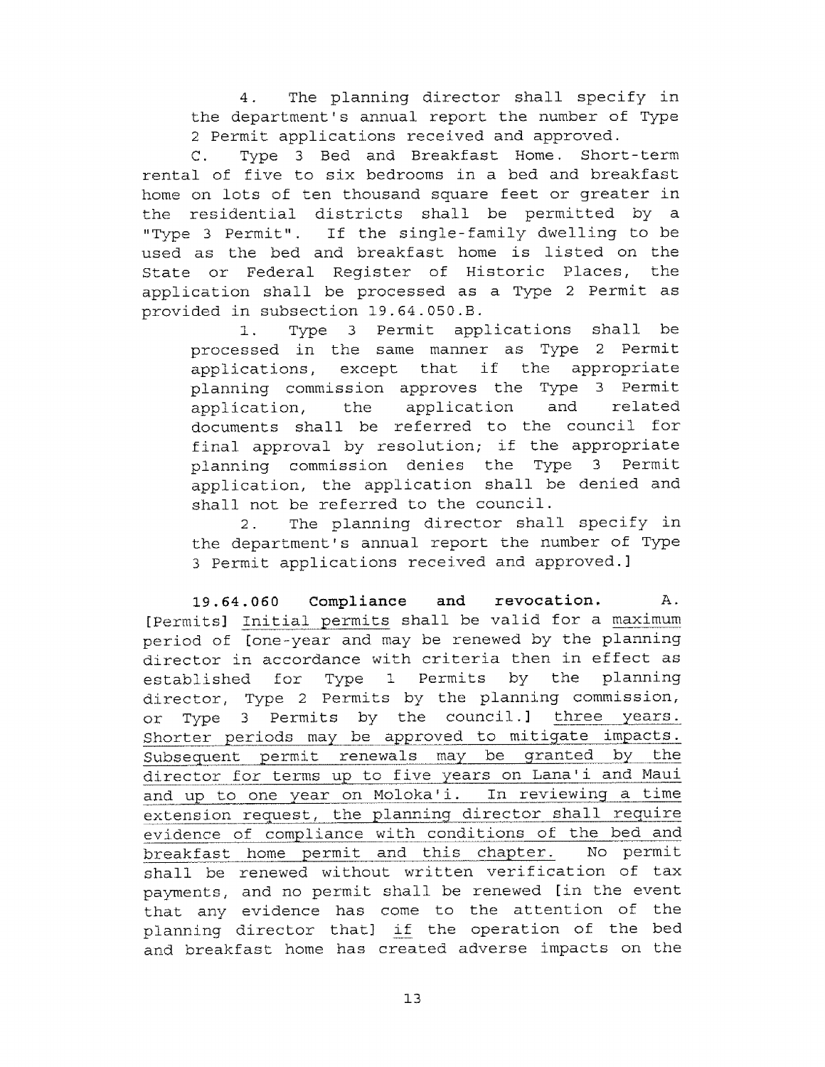4. The planning director shall specify in the department's annual report the number of Type 2 Permit applications received and approved.

C. Type 3 Bed and Breakfast Home. Short-term rental of five to six bedrooms in a bed and breakfast home on lots of ten thousand square feet or greater in the residential districts shall be permitted by a "Type 3 Permit". If the single-family dwelling to be used as the bed and breakfast home is listed on the State or Federal Register of Historic Places, the application shall be processed as a Type 2 Permit as provided in subsection 19.64.050.B.

1. Type 3 Permit applications shall be processed in the same manner as Type 2 Permit applications, except that if the appropriate planning commission approves the Type 3 Permit application, the application and related documents shall be referred to the council for final approval by resolution; if the appropriate planning commission denies the Type 3 Permit application, the application shall be denied and shall not be referred to the council.

2. The planning director shall specify in the department's annual report the number of Type 3 Permit applications received and approved.]

**19.64.060 Compliance and revocation.** A. [Permits] <u>Initial permits</u> shall be valid for a <u>maximum</u> period of [one-year and may be renewed by the planning director in accordance with criteria then in effect as established for Type 1 Permits by the planning director, Type 2 Permits by the planning commission, or Type 3 Permits by the council.] <u>three years. Shorter periods may be approved to mitigate impacts. Subsequent permit renewals may be granted by the director for terms up to five years on Lana'i and Maui and up to one year on Moloka'i. In reviewing a time extension request, the planning director shall require evidence of compliance with conditions of the bed and breakfast home permit and this chapter.</u> No permit shall be renewed without written verification of tax payments, and no permit shall be renewed [in the event that any evidence has come to the attention of the planning director that] <u>if</u> the operation of the bed and breakfast home has created adverse impacts on the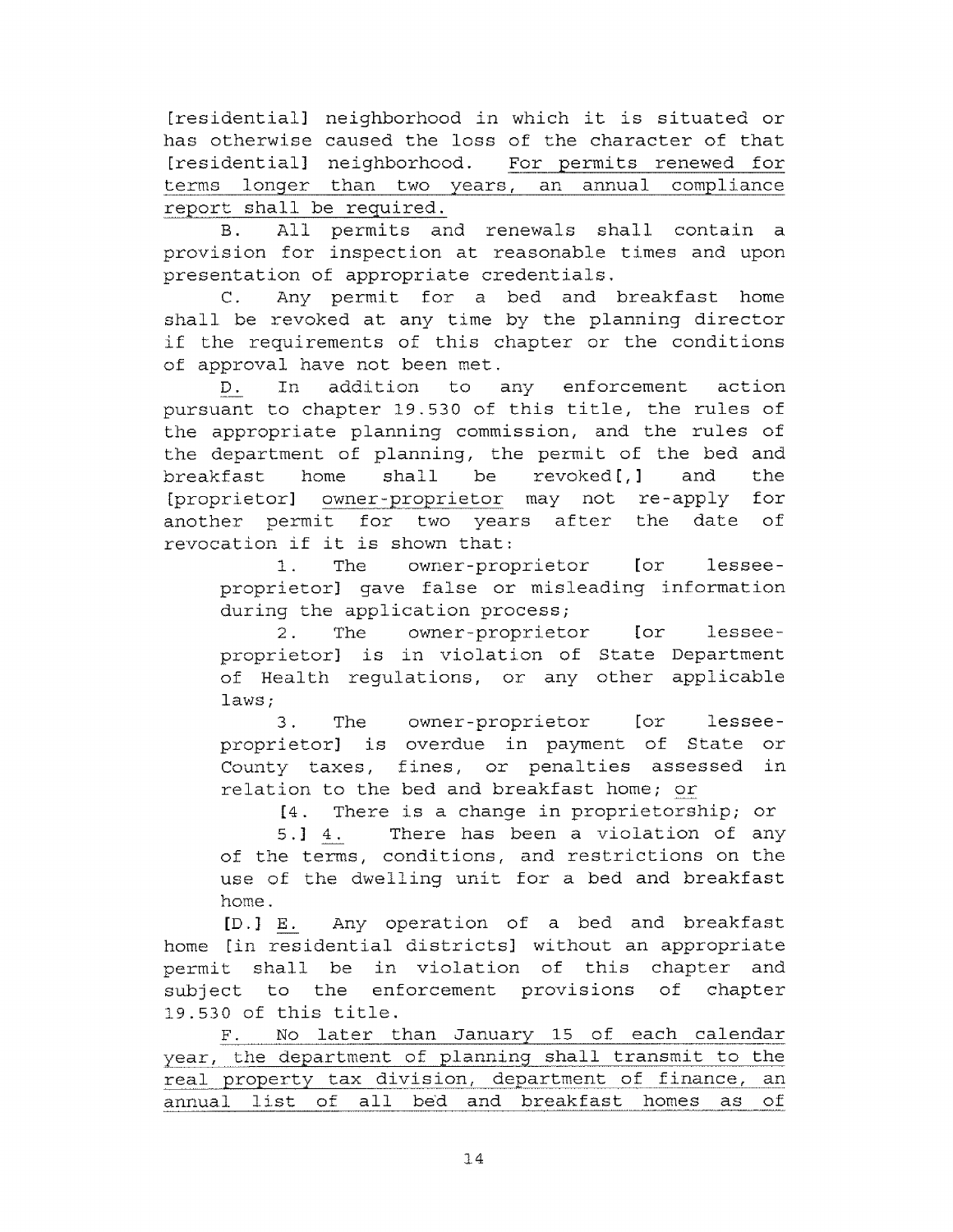[residential] neighborhood in which it is situated or has otherwise caused the loss of the character of that [residential] neighborhood. <u>For permits renewed for terms longer than two years, an annual compliance report shall be required.</u>

B. All permits and renewals shall contain a provision for inspection at reasonable times and upon presentation of appropriate credentials.

C. Any permit for a bed and breakfast home shall be revoked at any time by the planning director if the requirements of this chapter or the conditions of approval have not been met.

<u>D.</u> In addition to any enforcement action pursuant to chapter 19.530 of this title, the rules of the appropriate planning commission, and the rules of the department of planning, the permit of the bed and breakfast home shall be revoked[,] and the [proprietor] <u>owner-proprietor</u> may not re-apply for another permit for two years after the date of revocation if it is shown that:

1. The owner-proprietor [or lessee-proprietor] gave false or misleading information during the application process;

2. The owner-proprietor [or lessee-proprietor] is in violation of State Department of Health regulations, or any other applicable laws;

3. The owner-proprietor [or lessee-proprietor] is overdue in payment of State or County taxes, fines, or penalties assessed in relation to the bed and breakfast home; <u>or</u>

[4. There is a change in proprietorship; or

5.] <u>4.</u> There has been a violation of any of the terms, conditions, and restrictions on the use of the dwelling unit for a bed and breakfast home.

[D.] <u>E.</u> Any operation of a bed and breakfast home [in residential districts] without an appropriate permit shall be in violation of this chapter and subject to the enforcement provisions of chapter 19.530 of this title.

<u>F. No later than January 15 of each calendar year, the department of planning shall transmit to the real property tax division, department of finance, an annual list of all bed and breakfast homes as of</u>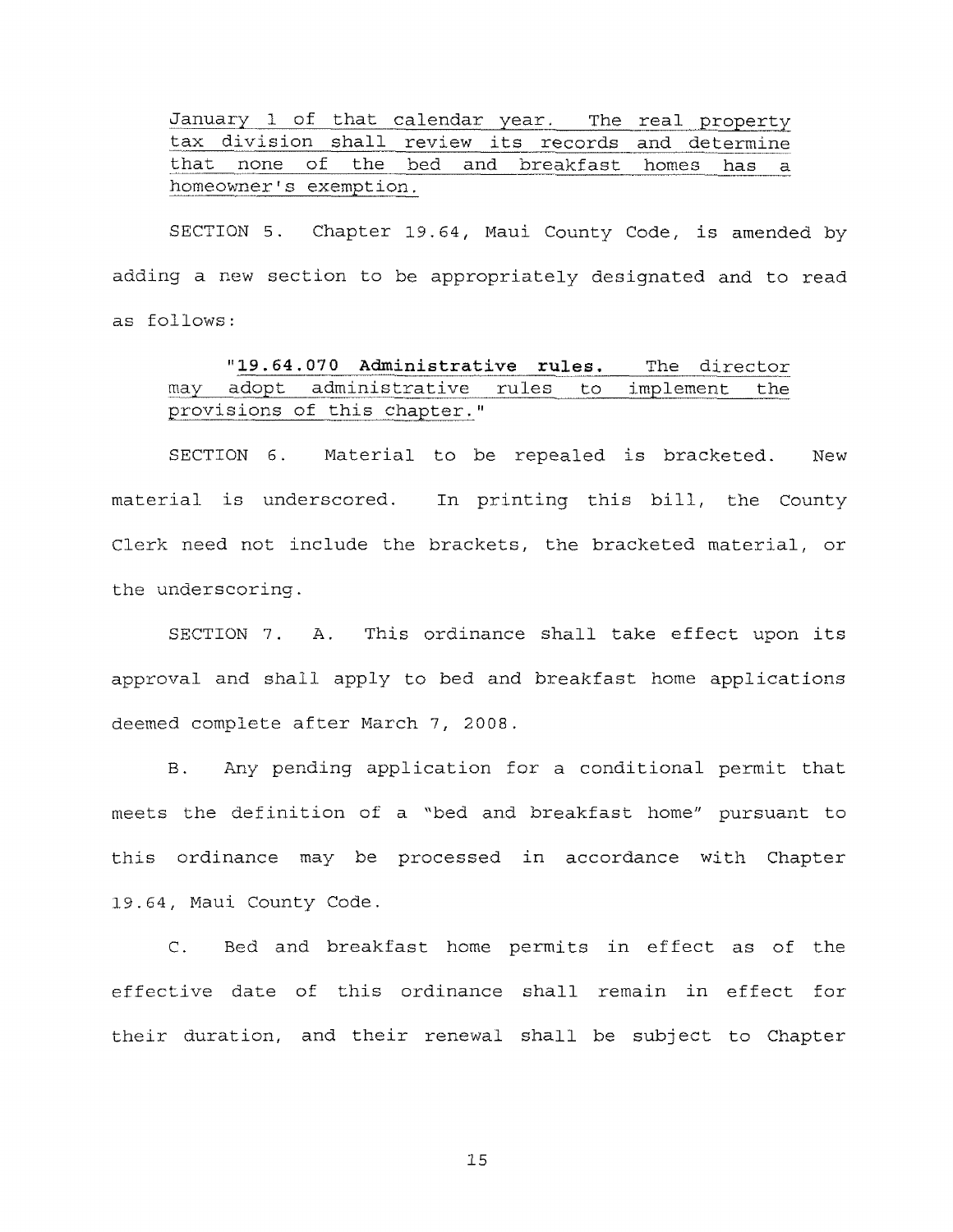<u>January 1 of that calendar year. The real property tax division shall review its records and determine that none of the bed and breakfast homes has a homeowner's exemption.</u>

SECTION 5. Chapter 19.64, Maui County Code, is amended by adding a new section to be appropriately designated and to read as follows:

<u>"**19.64.070 Administrative rules.** The director may adopt administrative rules to implement the provisions of this chapter."</u>

SECTION 6. Material to be repealed is bracketed. New material is underscored. In printing this bill, the County Clerk need not include the brackets, the bracketed material, or the underscoring.

SECTION 7. A. This ordinance shall take effect upon its approval and shall apply to bed and breakfast home applications deemed complete after March 7, 2008.

B. Any pending application for a conditional permit that meets the definition of a "bed and breakfast home" pursuant to this ordinance may be processed in accordance with Chapter 19.64, Maui County Code.

C. Bed and breakfast home permits in effect as of the effective date of this ordinance shall remain in effect for their duration, and their renewal shall be subject to Chapter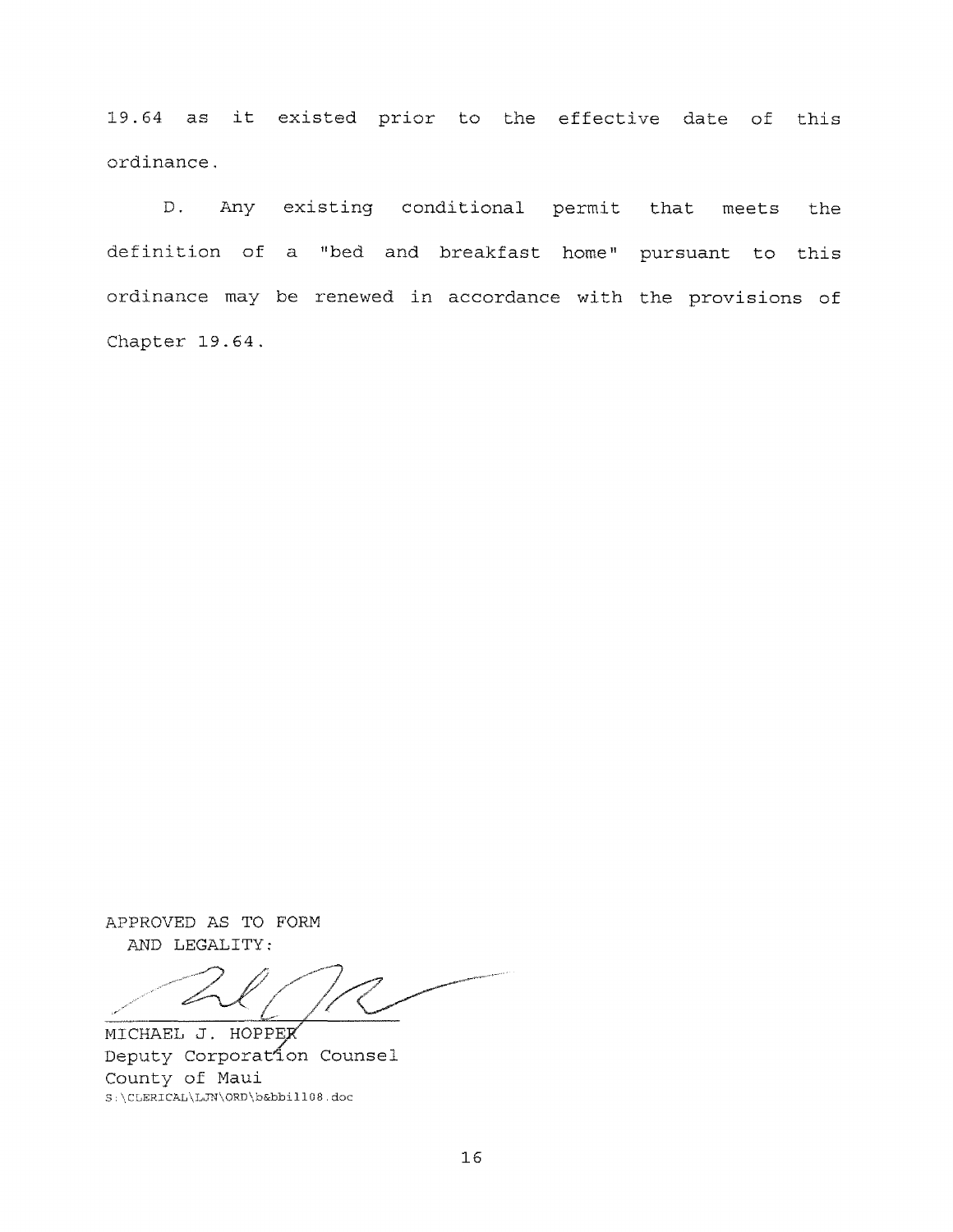19.64 as it existed prior to the effective date of this ordinance.

D. Any existing conditional permit that meets the definition of a "bed and breakfast home" pursuant to this ordinance may be renewed in accordance with the provisions of Chapter 19.64.

APPROVED AS TO FORM
AND LEGALITY:

MICHAEL J. HOPPER
Deputy Corporation Counsel
County of Maui
S:\CLERICAL\LJN\ORD\b&bbill08.doc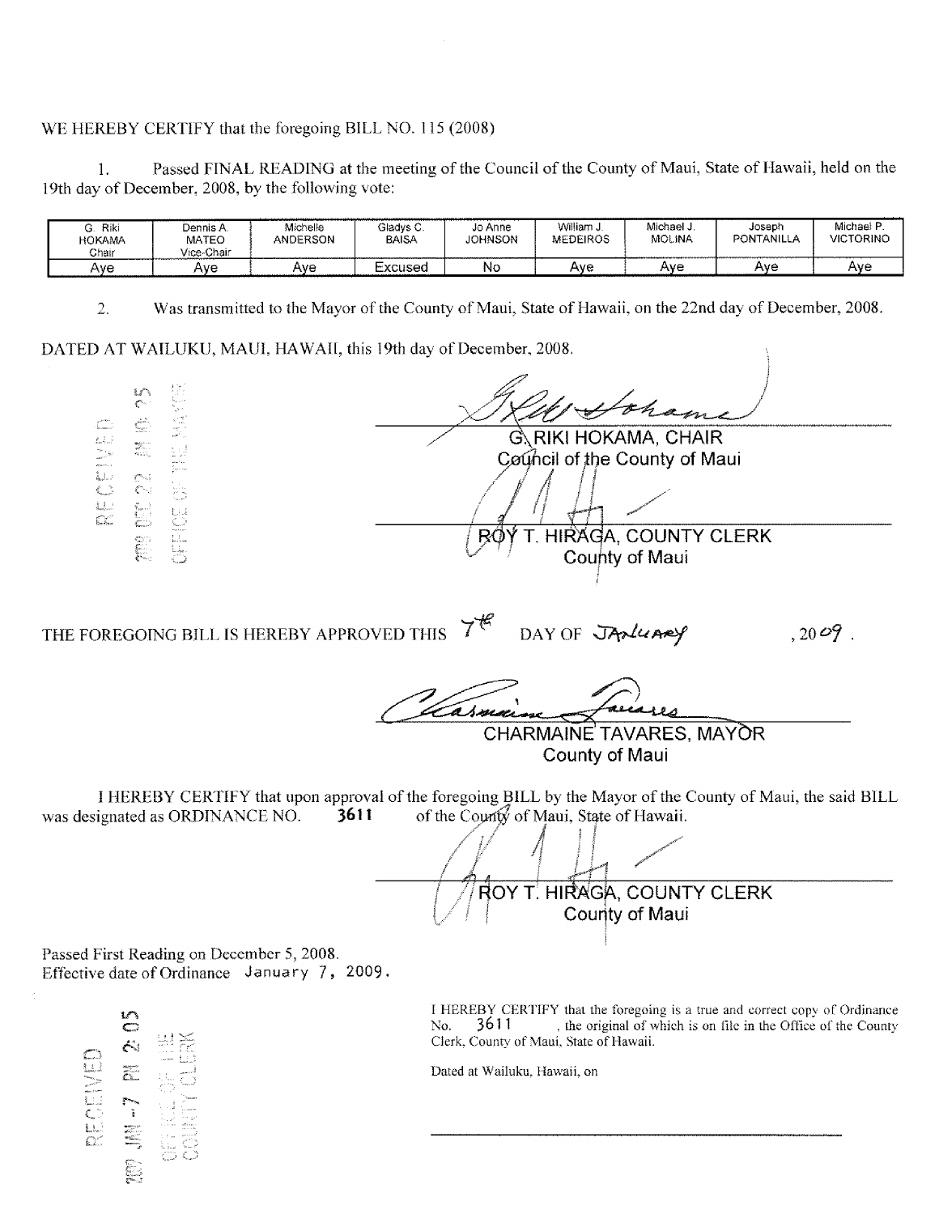WE HEREBY CERTIFY that the foregoing BILL NO. 115 (2008)

1. Passed FINAL READING at the meeting of the Council of the County of Maui, State of Hawaii, held on the 19th day of December, 2008, by the following vote:

| G. Riki HOKAMA Chair | Dennis A. MATEO Vice-Chair | Michelle ANDERSON | Gladys C. BAISA | Jo Anne JOHNSON | William J. MEDEIROS | Michael J. MOLINA | Joseph PONTANILLA | Michael P. VICTORINO |
|---|---|---|---|---|---|---|---|---|
| Aye | Aye | Aye | Excused | No | Aye | Aye | Aye | Aye |

2. Was transmitted to the Mayor of the County of Maui, State of Hawaii, on the 22nd day of December, 2008.

DATED AT WAILUKU, MAUI, HAWAII, this 19th day of December, 2008.

RECEIVED 2008 DEC 22 AM 10:25 OFFICE OF THE MAYOR

G. RIKI HOKAMA, CHAIR
Council of the County of Maui

ROY T. HIRAGA, COUNTY CLERK
County of Maui

THE FOREGOING BILL IS HEREBY APPROVED THIS 7th DAY OF JANUARY, 2009.

CHARMAINE TAVARES, MAYOR
County of Maui

I HEREBY CERTIFY that upon approval of the foregoing BILL by the Mayor of the County of Maui, the said BILL was designated as ORDINANCE NO. **3611** of the County of Maui, State of Hawaii.

ROY T. HIRAGA, COUNTY CLERK
County of Maui

Passed First Reading on December 5, 2008.
Effective date of Ordinance January 7, 2009.

RECEIVED 2009 JAN -7 PM 2:05 OFFICE OF THE COUNTY CLERK

I HEREBY CERTIFY that the foregoing is a true and correct copy of Ordinance No. 3611, the original of which is on file in the Office of the County Clerk, County of Maui, State of Hawaii.

Dated at Wailuku, Hawaii, on